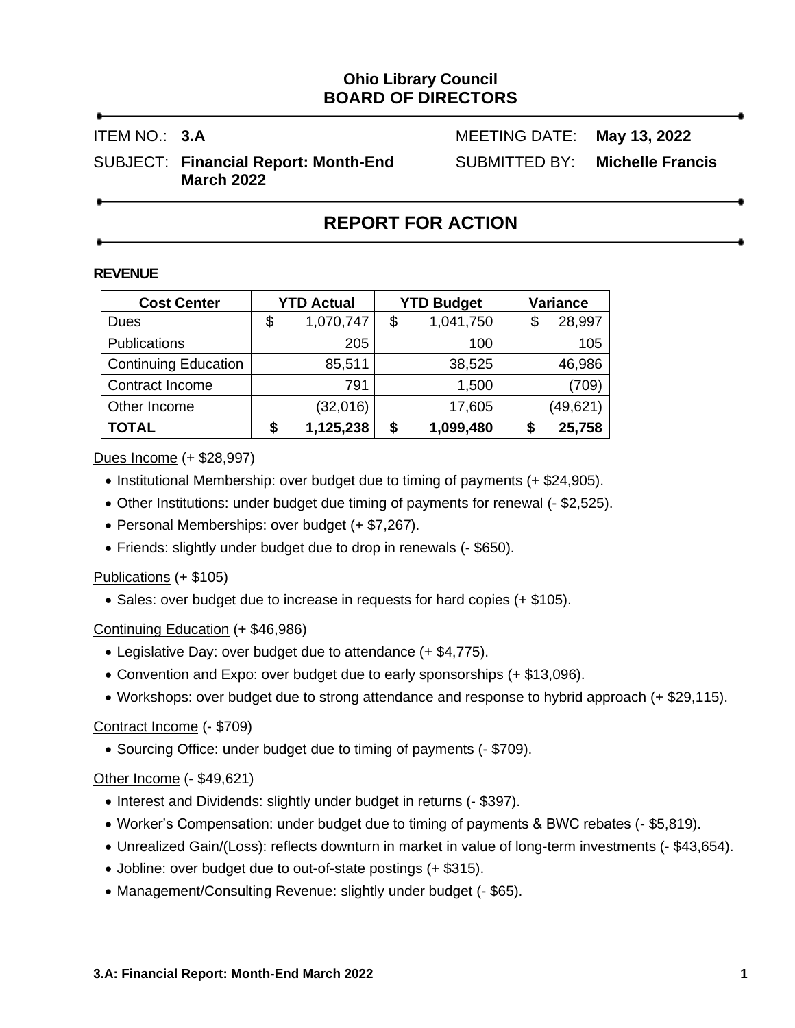**Ohio Library Council**
## BOARD OF DIRECTORS

ITEM NO.: **3.A**

MEETING DATE: **May 13, 2022**

SUBJECT: **Financial Report: Month-End March 2022**

SUBMITTED BY: **Michelle Francis**

## REPORT FOR ACTION

### REVENUE

| Cost Center | YTD Actual | YTD Budget | Variance |
|---|---|---|---|
| Dues | $ 1,070,747 | $ 1,041,750 | $ 28,997 |
| Publications | 205 | 100 | 105 |
| Continuing Education | 85,511 | 38,525 | 46,986 |
| Contract Income | 791 | 1,500 | (709) |
| Other Income | (32,016) | 17,605 | (49,621) |
| **TOTAL** | **$ 1,125,238** | **$ 1,099,480** | **$ 25,758** |

Dues Income (+ $28,997)

- Institutional Membership: over budget due to timing of payments (+ $24,905).
- Other Institutions: under budget due timing of payments for renewal (- $2,525).
- Personal Memberships: over budget (+ $7,267).
- Friends: slightly under budget due to drop in renewals (- $650).

Publications (+ $105)

- Sales: over budget due to increase in requests for hard copies (+ $105).

Continuing Education (+ $46,986)

- Legislative Day: over budget due to attendance (+ $4,775).
- Convention and Expo: over budget due to early sponsorships (+ $13,096).
- Workshops: over budget due to strong attendance and response to hybrid approach (+ $29,115).

Contract Income (- $709)

- Sourcing Office: under budget due to timing of payments (- $709).

Other Income (- $49,621)

- Interest and Dividends: slightly under budget in returns (- $397).
- Worker's Compensation: under budget due to timing of payments & BWC rebates (- $5,819).
- Unrealized Gain/(Loss): reflects downturn in market in value of long-term investments (- $43,654).
- Jobline: over budget due to out-of-state postings (+ $315).
- Management/Consulting Revenue: slightly under budget (- $65).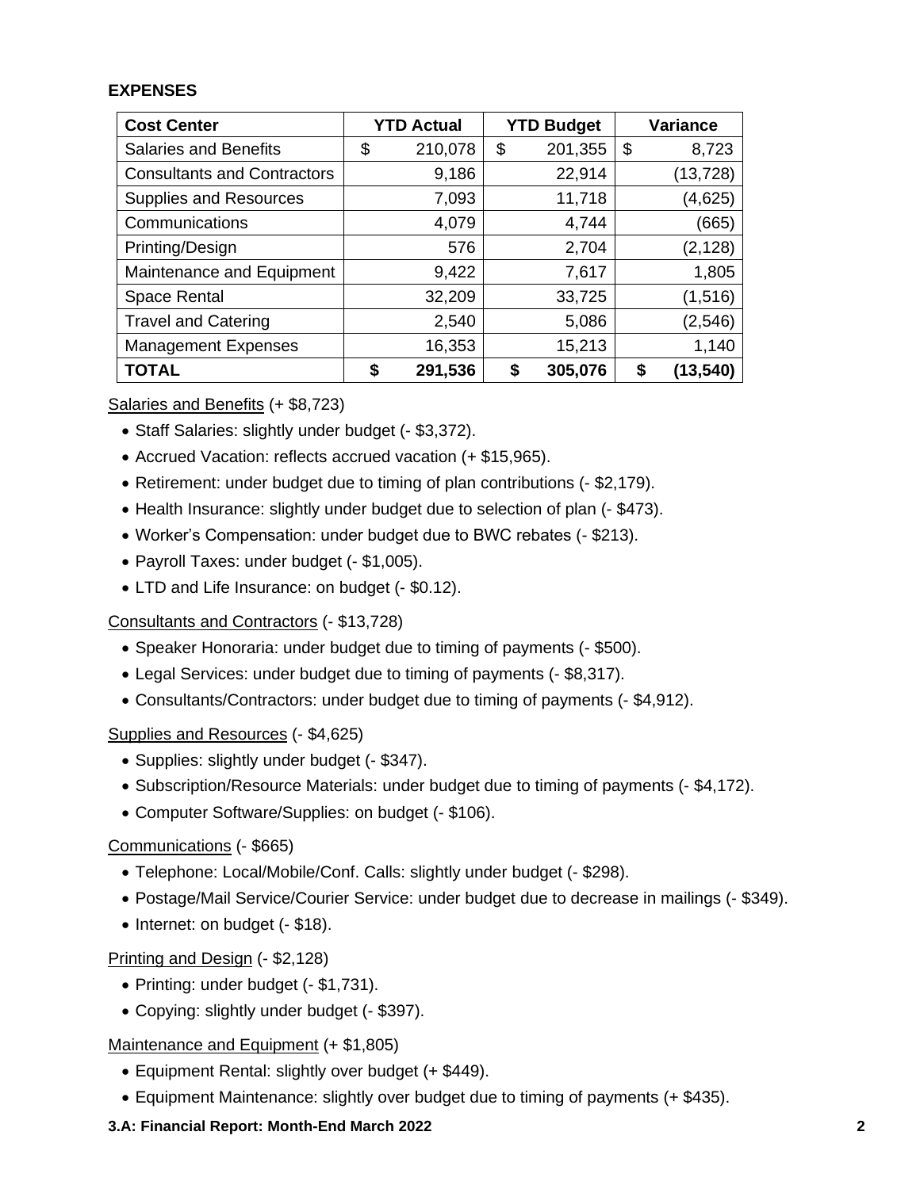**EXPENSES**

| Cost Center | YTD Actual | YTD Budget | Variance |
|---|---|---|---|
| Salaries and Benefits | $ 210,078 | $ 201,355 | $ 8,723 |
| Consultants and Contractors | 9,186 | 22,914 | (13,728) |
| Supplies and Resources | 7,093 | 11,718 | (4,625) |
| Communications | 4,079 | 4,744 | (665) |
| Printing/Design | 576 | 2,704 | (2,128) |
| Maintenance and Equipment | 9,422 | 7,617 | 1,805 |
| Space Rental | 32,209 | 33,725 | (1,516) |
| Travel and Catering | 2,540 | 5,086 | (2,546) |
| Management Expenses | 16,353 | 15,213 | 1,140 |
| **TOTAL** | **$ 291,536** | **$ 305,076** | **$ (13,540)** |

<u>Salaries and Benefits</u> (+ $8,723)

- Staff Salaries: slightly under budget (- $3,372).
- Accrued Vacation: reflects accrued vacation (+ $15,965).
- Retirement: under budget due to timing of plan contributions (- $2,179).
- Health Insurance: slightly under budget due to selection of plan (- $473).
- Worker's Compensation: under budget due to BWC rebates (- $213).
- Payroll Taxes: under budget (- $1,005).
- LTD and Life Insurance: on budget (- $0.12).

<u>Consultants and Contractors</u> (- $13,728)

- Speaker Honoraria: under budget due to timing of payments (- $500).
- Legal Services: under budget due to timing of payments (- $8,317).
- Consultants/Contractors: under budget due to timing of payments (- $4,912).

<u>Supplies and Resources</u> (- $4,625)

- Supplies: slightly under budget (- $347).
- Subscription/Resource Materials: under budget due to timing of payments (- $4,172).
- Computer Software/Supplies: on budget (- $106).

<u>Communications</u> (- $665)

- Telephone: Local/Mobile/Conf. Calls: slightly under budget (- $298).
- Postage/Mail Service/Courier Service: under budget due to decrease in mailings (- $349).
- Internet: on budget (- $18).

<u>Printing and Design</u> (- $2,128)

- Printing: under budget (- $1,731).
- Copying: slightly under budget (- $397).

<u>Maintenance and Equipment</u> (+ $1,805)

- Equipment Rental: slightly over budget (+ $449).
- Equipment Maintenance: slightly over budget due to timing of payments (+ $435).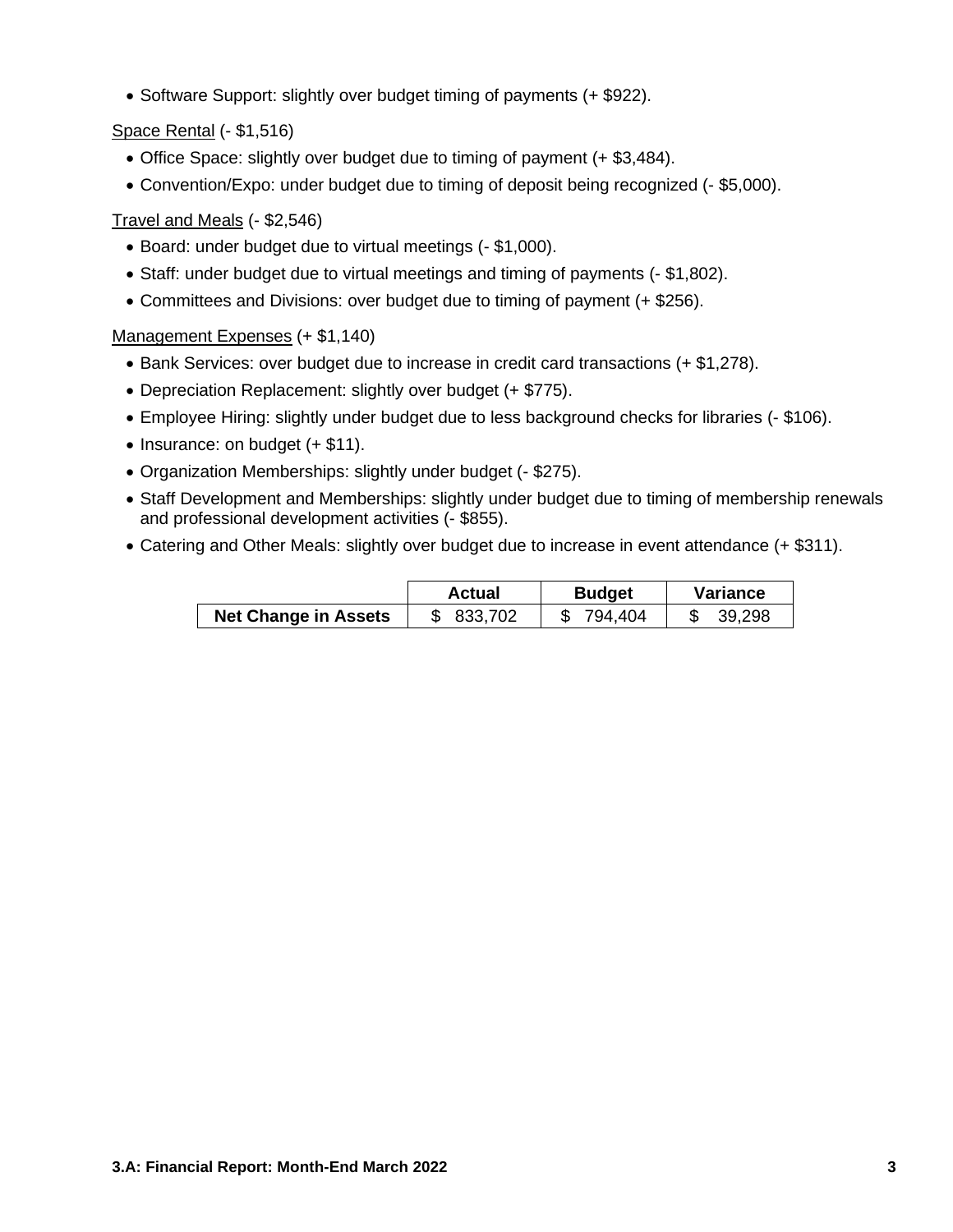- Software Support: slightly over budget timing of payments (+ $922).

Space Rental (- $1,516)

- Office Space: slightly over budget due to timing of payment (+ $3,484).
- Convention/Expo: under budget due to timing of deposit being recognized (- $5,000).

Travel and Meals (- $2,546)

- Board: under budget due to virtual meetings (- $1,000).
- Staff: under budget due to virtual meetings and timing of payments (- $1,802).
- Committees and Divisions: over budget due to timing of payment (+ $256).

Management Expenses (+ $1,140)

- Bank Services: over budget due to increase in credit card transactions (+ $1,278).
- Depreciation Replacement: slightly over budget (+ $775).
- Employee Hiring: slightly under budget due to less background checks for libraries (- $106).
- Insurance: on budget (+ $11).
- Organization Memberships: slightly under budget (- $275).
- Staff Development and Memberships: slightly under budget due to timing of membership renewals and professional development activities (- $855).
- Catering and Other Meals: slightly over budget due to increase in event attendance (+ $311).

| | Actual | Budget | Variance |
|---|---|---|---|
| **Net Change in Assets** | $ 833,702 | $ 794,404 | $ 39,298 |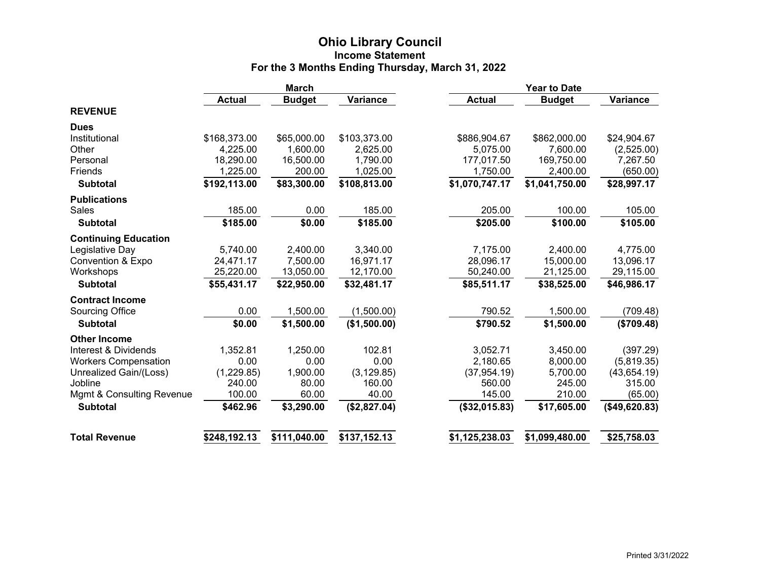# Ohio Library Council

## Income Statement

### For the 3 Months Ending Thursday, March 31, 2022

| | March | | | Year to Date | | |
|---|---|---|---|---|---|---|
| | **Actual** | **Budget** | **Variance** | **Actual** | **Budget** | **Variance** |
| **REVENUE** | | | | | | |
| **Dues** | | | | | | |
| Institutional | $168,373.00 | $65,000.00 | $103,373.00 | $886,904.67 | $862,000.00 | $24,904.67 |
| Other | 4,225.00 | 1,600.00 | 2,625.00 | 5,075.00 | 7,600.00 | (2,525.00) |
| Personal | 18,290.00 | 16,500.00 | 1,790.00 | 177,017.50 | 169,750.00 | 7,267.50 |
| Friends | 1,225.00 | 200.00 | 1,025.00 | 1,750.00 | 2,400.00 | (650.00) |
| **Subtotal** | **$192,113.00** | **$83,300.00** | **$108,813.00** | **$1,070,747.17** | **$1,041,750.00** | **$28,997.17** |
| **Publications** | | | | | | |
| Sales | 185.00 | 0.00 | 185.00 | 205.00 | 100.00 | 105.00 |
| **Subtotal** | **$185.00** | **$0.00** | **$185.00** | **$205.00** | **$100.00** | **$105.00** |
| **Continuing Education** | | | | | | |
| Legislative Day | 5,740.00 | 2,400.00 | 3,340.00 | 7,175.00 | 2,400.00 | 4,775.00 |
| Convention & Expo | 24,471.17 | 7,500.00 | 16,971.17 | 28,096.17 | 15,000.00 | 13,096.17 |
| Workshops | 25,220.00 | 13,050.00 | 12,170.00 | 50,240.00 | 21,125.00 | 29,115.00 |
| **Subtotal** | **$55,431.17** | **$22,950.00** | **$32,481.17** | **$85,511.17** | **$38,525.00** | **$46,986.17** |
| **Contract Income** | | | | | | |
| Sourcing Office | 0.00 | 1,500.00 | (1,500.00) | 790.52 | 1,500.00 | (709.48) |
| **Subtotal** | **$0.00** | **$1,500.00** | **($1,500.00)** | **$790.52** | **$1,500.00** | **($709.48)** |
| **Other Income** | | | | | | |
| Interest & Dividends | 1,352.81 | 1,250.00 | 102.81 | 3,052.71 | 3,450.00 | (397.29) |
| Workers Compensation | 0.00 | 0.00 | 0.00 | 2,180.65 | 8,000.00 | (5,819.35) |
| Unrealized Gain/(Loss) | (1,229.85) | 1,900.00 | (3,129.85) | (37,954.19) | 5,700.00 | (43,654.19) |
| Jobline | 240.00 | 80.00 | 160.00 | 560.00 | 245.00 | 315.00 |
| Mgmt & Consulting Revenue | 100.00 | 60.00 | 40.00 | 145.00 | 210.00 | (65.00) |
| **Subtotal** | **$462.96** | **$3,290.00** | **($2,827.04)** | **($32,015.83)** | **$17,605.00** | **($49,620.83)** |
| **Total Revenue** | **$248,192.13** | **$111,040.00** | **$137,152.13** | **$1,125,238.03** | **$1,099,480.00** | **$25,758.03** |

Printed 3/31/2022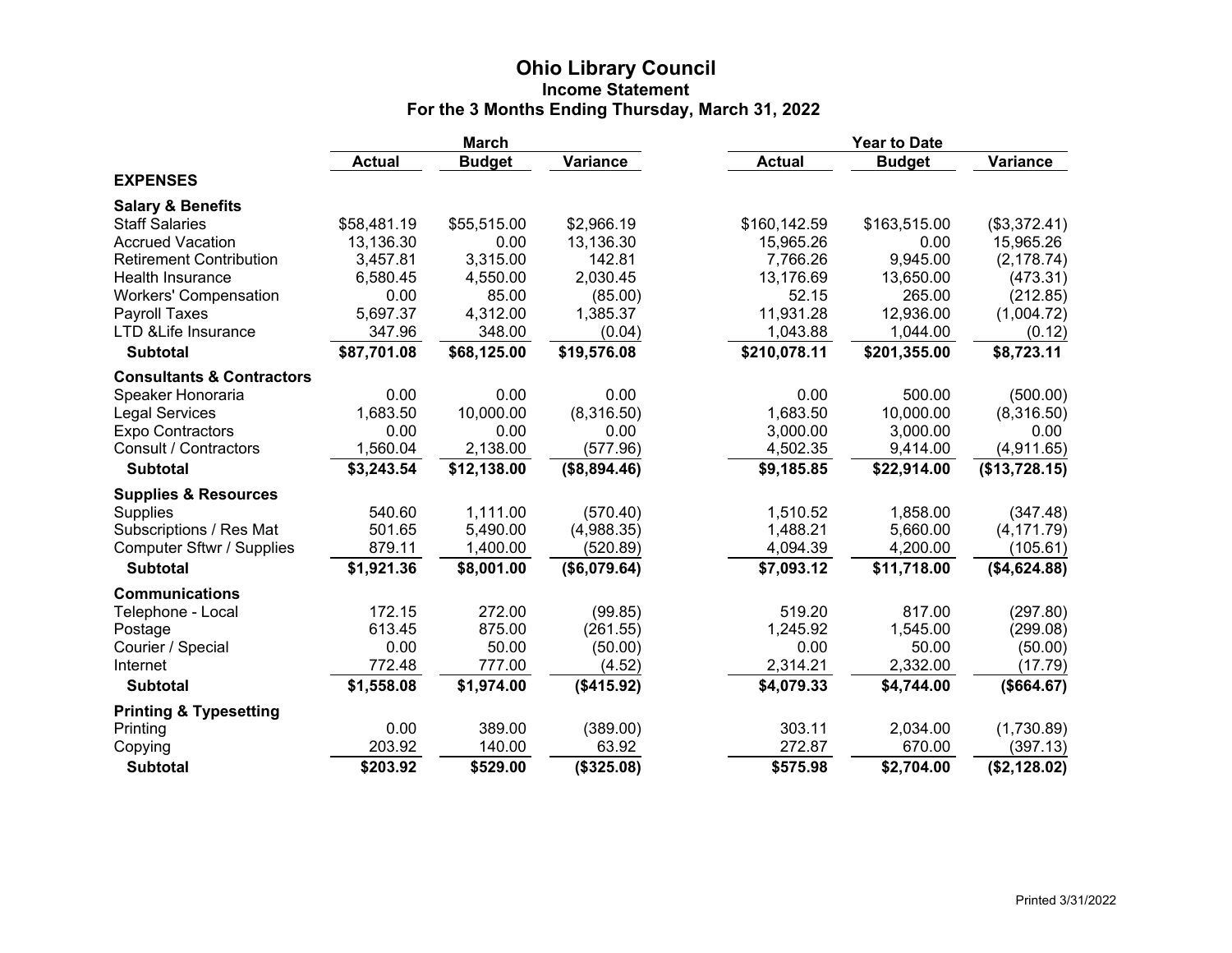# Ohio Library Council

## Income Statement

### For the 3 Months Ending Thursday, March 31, 2022

| | March | | | Year to Date | | |
|---|---|---|---|---|---|---|
| | **Actual** | **Budget** | **Variance** | **Actual** | **Budget** | **Variance** |
| **EXPENSES** | | | | | | |
| **Salary & Benefits** | | | | | | |
| Staff Salaries | $58,481.19 | $55,515.00 | $2,966.19 | $160,142.59 | $163,515.00 | ($3,372.41) |
| Accrued Vacation | 13,136.30 | 0.00 | 13,136.30 | 15,965.26 | 0.00 | 15,965.26 |
| Retirement Contribution | 3,457.81 | 3,315.00 | 142.81 | 7,766.26 | 9,945.00 | (2,178.74) |
| Health Insurance | 6,580.45 | 4,550.00 | 2,030.45 | 13,176.69 | 13,650.00 | (473.31) |
| Workers' Compensation | 0.00 | 85.00 | (85.00) | 52.15 | 265.00 | (212.85) |
| Payroll Taxes | 5,697.37 | 4,312.00 | 1,385.37 | 11,931.28 | 12,936.00 | (1,004.72) |
| LTD &Life Insurance | 347.96 | 348.00 | (0.04) | 1,043.88 | 1,044.00 | (0.12) |
| **Subtotal** | **$87,701.08** | **$68,125.00** | **$19,576.08** | **$210,078.11** | **$201,355.00** | **$8,723.11** |
| **Consultants & Contractors** | | | | | | |
| Speaker Honoraria | 0.00 | 0.00 | 0.00 | 0.00 | 500.00 | (500.00) |
| Legal Services | 1,683.50 | 10,000.00 | (8,316.50) | 1,683.50 | 10,000.00 | (8,316.50) |
| Expo Contractors | 0.00 | 0.00 | 0.00 | 3,000.00 | 3,000.00 | 0.00 |
| Consult / Contractors | 1,560.04 | 2,138.00 | (577.96) | 4,502.35 | 9,414.00 | (4,911.65) |
| **Subtotal** | **$3,243.54** | **$12,138.00** | **($8,894.46)** | **$9,185.85** | **$22,914.00** | **($13,728.15)** |
| **Supplies & Resources** | | | | | | |
| Supplies | 540.60 | 1,111.00 | (570.40) | 1,510.52 | 1,858.00 | (347.48) |
| Subscriptions / Res Mat | 501.65 | 5,490.00 | (4,988.35) | 1,488.21 | 5,660.00 | (4,171.79) |
| Computer Sftwr / Supplies | 879.11 | 1,400.00 | (520.89) | 4,094.39 | 4,200.00 | (105.61) |
| **Subtotal** | **$1,921.36** | **$8,001.00** | **($6,079.64)** | **$7,093.12** | **$11,718.00** | **($4,624.88)** |
| **Communications** | | | | | | |
| Telephone - Local | 172.15 | 272.00 | (99.85) | 519.20 | 817.00 | (297.80) |
| Postage | 613.45 | 875.00 | (261.55) | 1,245.92 | 1,545.00 | (299.08) |
| Courier / Special | 0.00 | 50.00 | (50.00) | 0.00 | 50.00 | (50.00) |
| Internet | 772.48 | 777.00 | (4.52) | 2,314.21 | 2,332.00 | (17.79) |
| **Subtotal** | **$1,558.08** | **$1,974.00** | **($415.92)** | **$4,079.33** | **$4,744.00** | **($664.67)** |
| **Printing & Typesetting** | | | | | | |
| Printing | 0.00 | 389.00 | (389.00) | 303.11 | 2,034.00 | (1,730.89) |
| Copying | 203.92 | 140.00 | 63.92 | 272.87 | 670.00 | (397.13) |
| **Subtotal** | **$203.92** | **$529.00** | **($325.08)** | **$575.98** | **$2,704.00** | **($2,128.02)** |

Printed 3/31/2022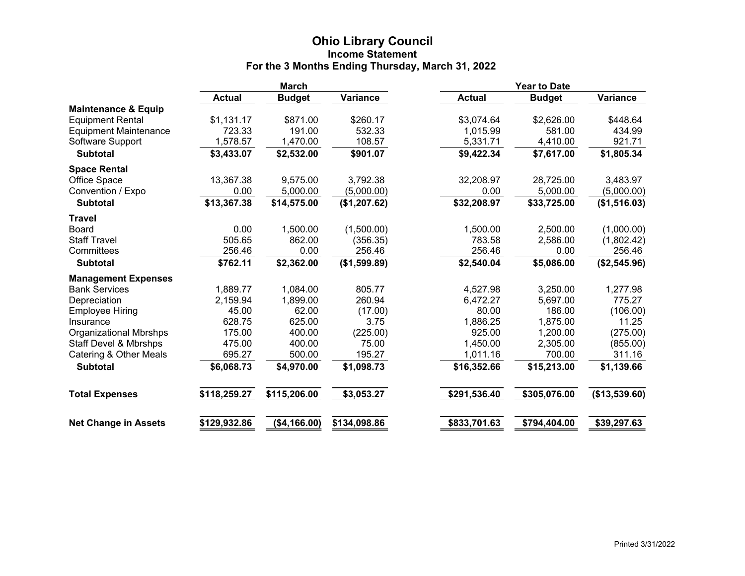# Ohio Library Council

## Income Statement

### For the 3 Months Ending Thursday, March 31, 2022

| | March | | | Year to Date | | |
|---|---|---|---|---|---|---|
| | Actual | Budget | Variance | Actual | Budget | Variance |
| **Maintenance & Equip** | | | | | | |
| Equipment Rental | $1,131.17 | $871.00 | $260.17 | $3,074.64 | $2,626.00 | $448.64 |
| Equipment Maintenance | 723.33 | 191.00 | 532.33 | 1,015.99 | 581.00 | 434.99 |
| Software Support | 1,578.57 | 1,470.00 | 108.57 | 5,331.71 | 4,410.00 | 921.71 |
| **Subtotal** | **$3,433.07** | **$2,532.00** | **$901.07** | **$9,422.34** | **$7,617.00** | **$1,805.34** |
| **Space Rental** | | | | | | |
| Office Space | 13,367.38 | 9,575.00 | 3,792.38 | 32,208.97 | 28,725.00 | 3,483.97 |
| Convention / Expo | 0.00 | 5,000.00 | (5,000.00) | 0.00 | 5,000.00 | (5,000.00) |
| **Subtotal** | **$13,367.38** | **$14,575.00** | **($1,207.62)** | **$32,208.97** | **$33,725.00** | **($1,516.03)** |
| **Travel** | | | | | | |
| Board | 0.00 | 1,500.00 | (1,500.00) | 1,500.00 | 2,500.00 | (1,000.00) |
| Staff Travel | 505.65 | 862.00 | (356.35) | 783.58 | 2,586.00 | (1,802.42) |
| Committees | 256.46 | 0.00 | 256.46 | 256.46 | 0.00 | 256.46 |
| **Subtotal** | **$762.11** | **$2,362.00** | **($1,599.89)** | **$2,540.04** | **$5,086.00** | **($2,545.96)** |
| **Management Expenses** | | | | | | |
| Bank Services | 1,889.77 | 1,084.00 | 805.77 | 4,527.98 | 3,250.00 | 1,277.98 |
| Depreciation | 2,159.94 | 1,899.00 | 260.94 | 6,472.27 | 5,697.00 | 775.27 |
| Employee Hiring | 45.00 | 62.00 | (17.00) | 80.00 | 186.00 | (106.00) |
| Insurance | 628.75 | 625.00 | 3.75 | 1,886.25 | 1,875.00 | 11.25 |
| Organizational Mbrshps | 175.00 | 400.00 | (225.00) | 925.00 | 1,200.00 | (275.00) |
| Staff Devel & Mbrshps | 475.00 | 400.00 | 75.00 | 1,450.00 | 2,305.00 | (855.00) |
| Catering & Other Meals | 695.27 | 500.00 | 195.27 | 1,011.16 | 700.00 | 311.16 |
| **Subtotal** | **$6,068.73** | **$4,970.00** | **$1,098.73** | **$16,352.66** | **$15,213.00** | **$1,139.66** |
| **Total Expenses** | **$118,259.27** | **$115,206.00** | **$3,053.27** | **$291,536.40** | **$305,076.00** | **($13,539.60)** |
| **Net Change in Assets** | **$129,932.86** | **($4,166.00)** | **$134,098.86** | **$833,701.63** | **$794,404.00** | **$39,297.63** |

Printed 3/31/2022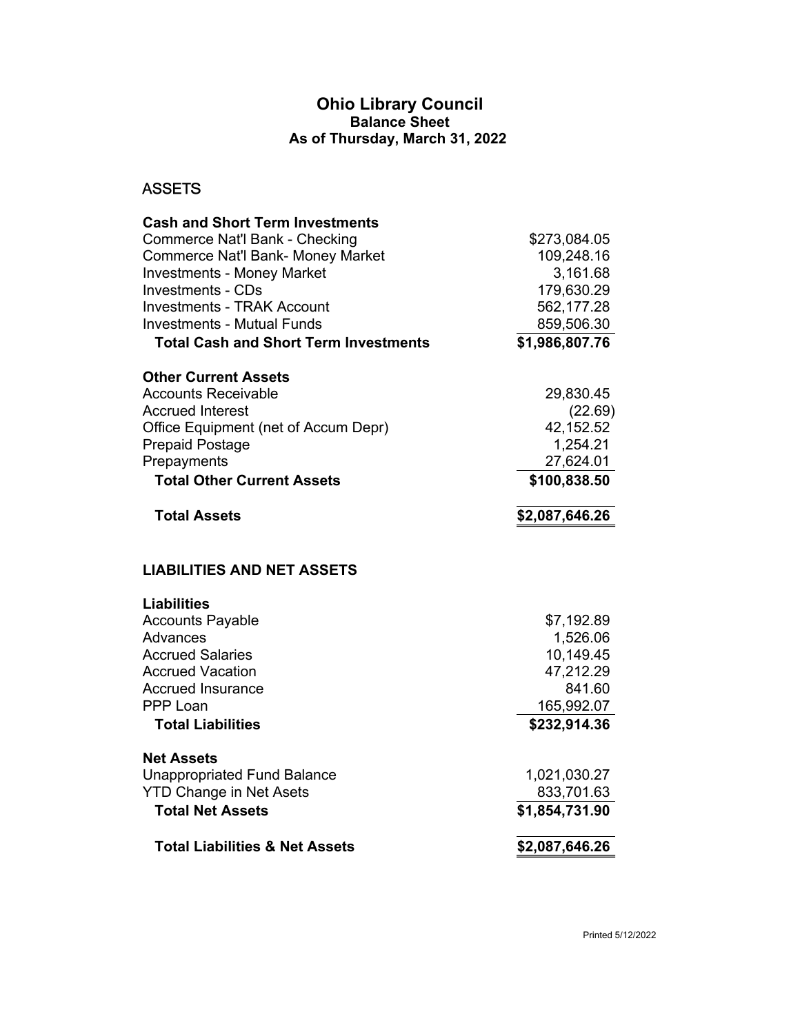# Ohio Library Council

## Balance Sheet

### As of Thursday, March 31, 2022

## ASSETS

| | |
|---|---|
| **Cash and Short Term Investments** | |
| Commerce Nat'l Bank - Checking | $273,084.05 |
| Commerce Nat'l Bank- Money Market | 109,248.16 |
| Investments - Money Market | 3,161.68 |
| Investments - CDs | 179,630.29 |
| Investments - TRAK Account | 562,177.28 |
| Investments - Mutual Funds | 859,506.30 |
| **Total Cash and Short Term Investments** | **$1,986,807.76** |
| **Other Current Assets** | |
| Accounts Receivable | 29,830.45 |
| Accrued Interest | (22.69) |
| Office Equipment (net of Accum Depr) | 42,152.52 |
| Prepaid Postage | 1,254.21 |
| Prepayments | 27,624.01 |
| **Total Other Current Assets** | **$100,838.50** |
| **Total Assets** | **$2,087,646.26** |

## LIABILITIES AND NET ASSETS

| | |
|---|---|
| **Liabilities** | |
| Accounts Payable | $7,192.89 |
| Advances | 1,526.06 |
| Accrued Salaries | 10,149.45 |
| Accrued Vacation | 47,212.29 |
| Accrued Insurance | 841.60 |
| PPP Loan | 165,992.07 |
| **Total Liabilities** | **$232,914.36** |
| **Net Assets** | |
| Unappropriated Fund Balance | 1,021,030.27 |
| YTD Change in Net Asets | 833,701.63 |
| **Total Net Assets** | **$1,854,731.90** |
| **Total Liabilities & Net Assets** | **$2,087,646.26** |

Printed 5/12/2022